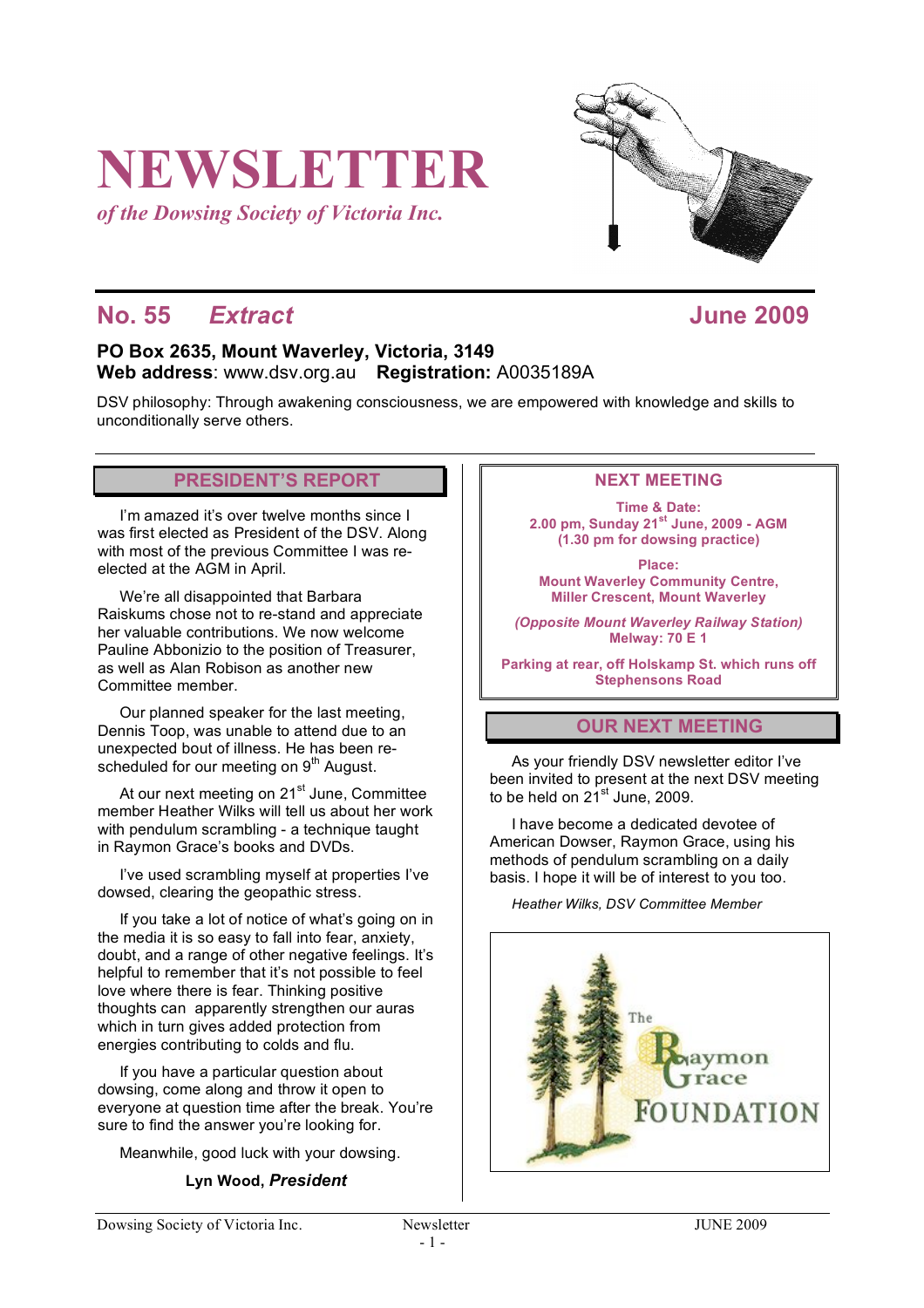# NEWSLETTER

*of the Dowsing Society of Victoria Inc.*

## No. 55 *Extract* June 2009

**PO Box 2635, Mount Waverley, Victoria, 3149**
**Web address**: www.dsv.org.au **Registration:** A0035189A

DSV philosophy: Through awakening consciousness, we are empowered with knowledge and skills to unconditionally serve others.

## PRESIDENT'S REPORT

I'm amazed it's over twelve months since I was first elected as President of the DSV. Along with most of the previous Committee I was re-elected at the AGM in April.

We're all disappointed that Barbara Raiskums chose not to re-stand and appreciate her valuable contributions. We now welcome Pauline Abbonizio to the position of Treasurer, as well as Alan Robison as another new Committee member.

Our planned speaker for the last meeting, Dennis Toop, was unable to attend due to an unexpected bout of illness. He has been re-scheduled for our meeting on 9th August.

At our next meeting on 21st June, Committee member Heather Wilks will tell us about her work with pendulum scrambling - a technique taught in Raymon Grace's books and DVDs.

I've used scrambling myself at properties I've dowsed, clearing the geopathic stress.

If you take a lot of notice of what's going on in the media it is so easy to fall into fear, anxiety, doubt, and a range of other negative feelings. It's helpful to remember that it's not possible to feel love where there is fear. Thinking positive thoughts can apparently strengthen our auras which in turn gives added protection from energies contributing to colds and flu.

If you have a particular question about dowsing, come along and throw it open to everyone at question time after the break. You're sure to find the answer you're looking for.

Meanwhile, good luck with your dowsing.

**Lyn Wood, *President***

## NEXT MEETING

**Time & Date:**
**2.00 pm, Sunday 21st June, 2009 - AGM**
**(1.30 pm for dowsing practice)**

**Place:**
**Mount Waverley Community Centre, Miller Crescent, Mount Waverley**

***(Opposite Mount Waverley Railway Station)***
**Melway: 70 E 1**

**Parking at rear, off Holskamp St. which runs off Stephensons Road**

## OUR NEXT MEETING

As your friendly DSV newsletter editor I've been invited to present at the next DSV meeting to be held on 21st June, 2009.

I have become a dedicated devotee of American Dowser, Raymon Grace, using his methods of pendulum scrambling on a daily basis. I hope it will be of interest to you too.

*Heather Wilks, DSV Committee Member*

The Raymon Grace FOUNDATION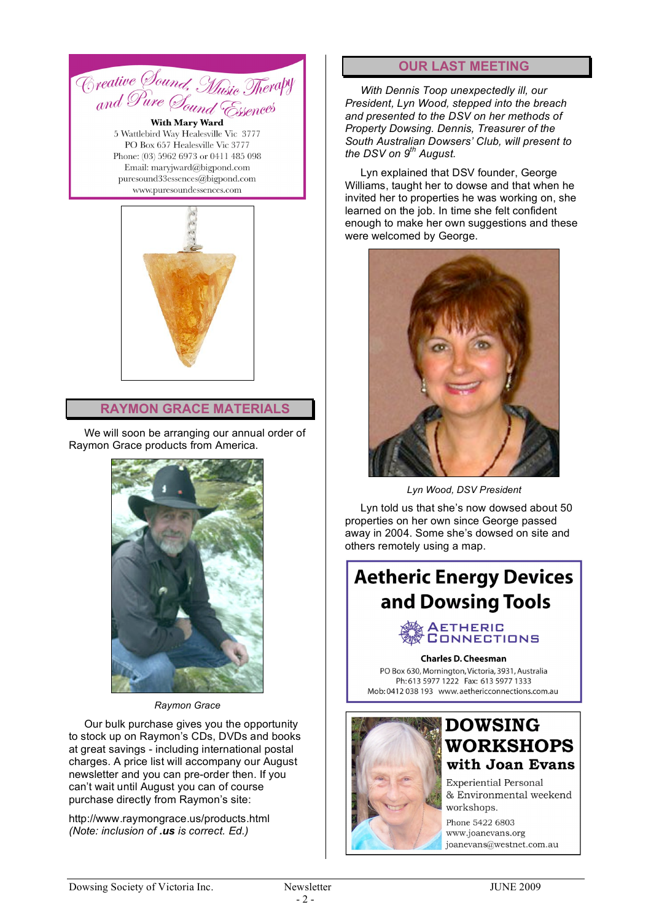Creative Sound, Music Therapy and Pure Sound Essences

**With Mary Ward**
5 Wattlebird Way Healesville Vic 3777
PO Box 657 Healesville Vic 3777
Phone: (03) 5962 6973 or 0411 485 098
Email: maryjward@bigpond.com
puresound33essences@bigpond.com
www.puresoundessences.com

## RAYMON GRACE MATERIALS

We will soon be arranging our annual order of Raymon Grace products from America.

*Raymon Grace*

Our bulk purchase gives you the opportunity to stock up on Raymon's CDs, DVDs and books at great savings - including international postal charges. A price list will accompany our August newsletter and you can pre-order then. If you can't wait until August you can of course purchase directly from Raymon's site:

http://www.raymongrace.us/products.html
*(Note: inclusion of **.us** is correct. Ed.)*

## OUR LAST MEETING

*With Dennis Toop unexpectedly ill, our President, Lyn Wood, stepped into the breach and presented to the DSV on her methods of Property Dowsing. Dennis, Treasurer of the South Australian Dowsers' Club, will present to the DSV on 9th August.*

Lyn explained that DSV founder, George Williams, taught her to dowse and that when he invited her to properties he was working on, she learned on the job. In time she felt confident enough to make her own suggestions and these were welcomed by George.

*Lyn Wood, DSV President*

Lyn told us that she's now dowsed about 50 properties on her own since George passed away in 2004. Some she's dowsed on site and others remotely using a map.

**Aetheric Energy Devices and Dowsing Tools**

AETHERIC CONNECTIONS

**Charles D. Cheesman**
PO Box 630, Mornington, Victoria, 3931, Australia
Ph: 613 5977 1222 Fax: 613 5977 1333
Mob: 0412 038 193 www.aethericconnections.com.au

**DOWSING WORKSHOPS with Joan Evans**

Experiential Personal & Environmental weekend workshops.

Phone 5422 6803
www.joanevans.org
joanevans@westnet.com.au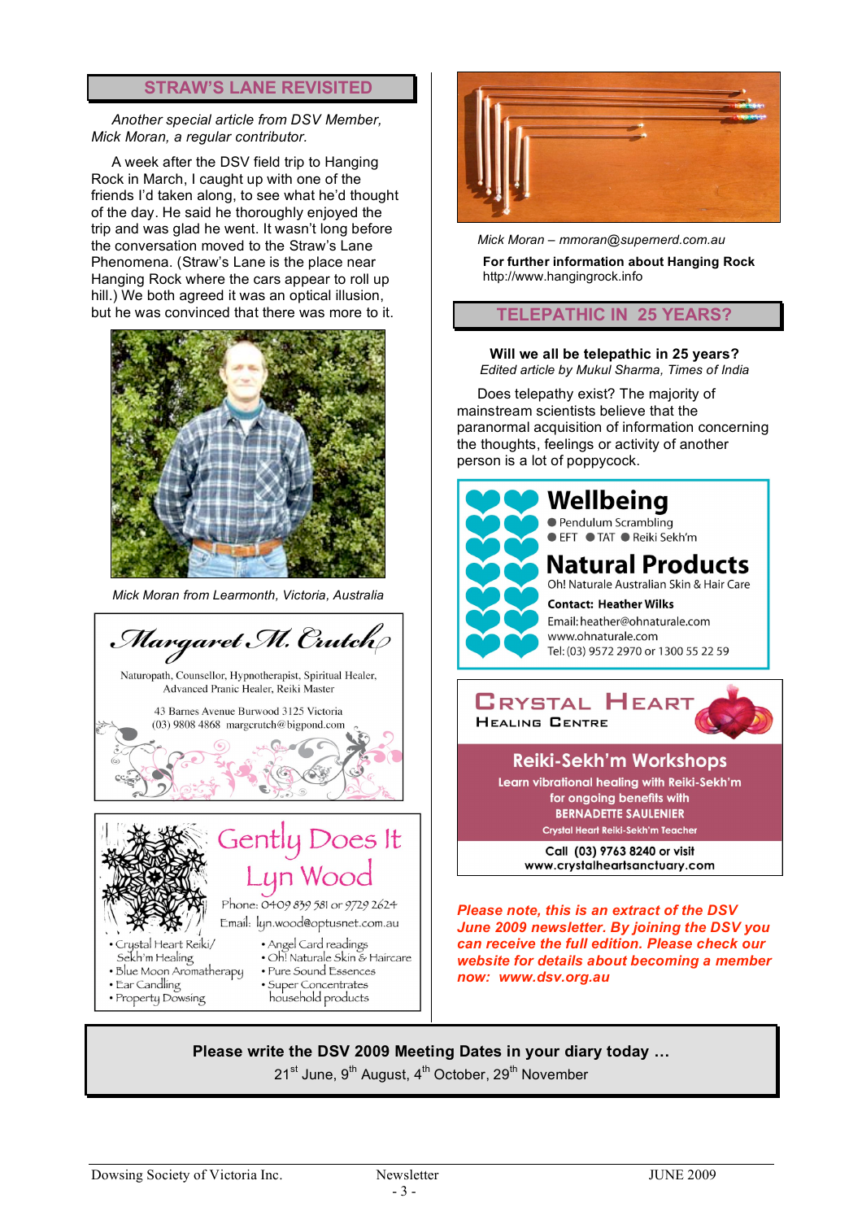## STRAW'S LANE REVISITED

*Another special article from DSV Member, Mick Moran, a regular contributor.*

A week after the DSV field trip to Hanging Rock in March, I caught up with one of the friends I'd taken along, to see what he'd thought of the day. He said he thoroughly enjoyed the trip and was glad he went. It wasn't long before the conversation moved to the Straw's Lane Phenomena. (Straw's Lane is the place near Hanging Rock where the cars appear to roll up hill.) We both agreed it was an optical illusion, but he was convinced that there was more to it.

*Mick Moran from Learmonth, Victoria, Australia*

*Mick Moran – mmoran@supernerd.com.au*

**For further information about Hanging Rock**
http://www.hangingrock.info

**Margaret M. Crutch**

Naturopath, Counsellor, Hypnotherapist, Spiritual Healer, Advanced Pranic Healer, Reiki Master

43 Barnes Avenue Burwood 3125 Victoria
(03) 9808 4868 margcrutch@bigpond.com

**Gently Does It**
**Lyn Wood**

Phone: 0409 839 581 or 9729 2624
Email: lyn.wood@optusnet.com.au

- Crystal Heart Reiki/Sekh'm Healing
- Blue Moon Aromatherapy
- Ear Candling
- Property Dowsing
- Angel Card readings
- Oh! Naturale Skin & Haircare
- Pure Sound Essences
- Super Concentrates household products

## TELEPATHIC IN 25 YEARS?

**Will we all be telepathic in 25 years?**
*Edited article by Mukul Sharma, Times of India*

Does telepathy exist? The majority of mainstream scientists believe that the paranormal acquisition of information concerning the thoughts, feelings or activity of another person is a lot of poppycock.

**Wellbeing**
- Pendulum Scrambling
- EFT
- TAT
- Reiki Sekh'm

**Natural Products**
Oh! Naturale Australian Skin & Hair Care

**Contact: Heather Wilks**
Email: heather@ohnaturale.com
www.ohnaturale.com
Tel: (03) 9572 2970 or 1300 55 22 59

**CRYSTAL HEART**
**HEALING CENTRE**

**Reiki-Sekh'm Workshops**
Learn vibrational healing with Reiki-Sekh'm for ongoing benefits with
**BERNADETTE SAULENIER**
Crystal Heart Reiki-Sekh'm Teacher

**Call (03) 9763 8240 or visit**
**www.crystalheartsanctuary.com**

***Please note, this is an extract of the DSV June 2009 newsletter. By joining the DSV you can receive the full edition. Please check our website for details about becoming a member now: www.dsv.org.au***

**Please write the DSV 2009 Meeting Dates in your diary today …**
21st June, 9th August, 4th October, 29th November